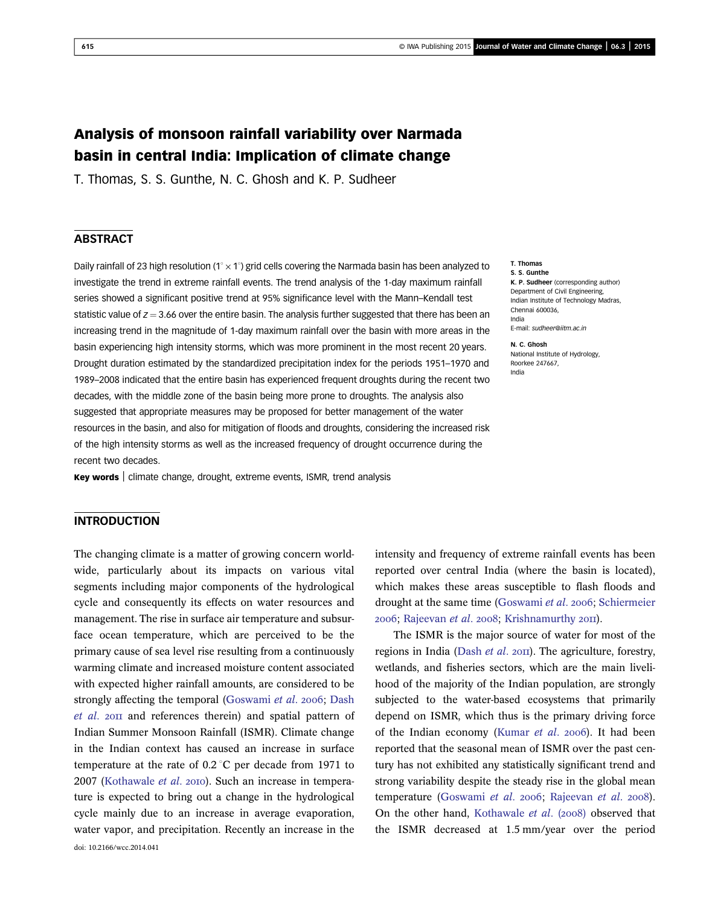# Analysis of monsoon rainfall variability over Narmada basin in central India: Implication of climate change

T. Thomas, S. S. Gunthe, N. C. Ghosh and K. P. Sudheer

## ABSTRACT

Daily rainfall of 23 high resolution (1° × 1°) grid cells covering the Narmada basin has been analyzed to investigate the trend in extreme rainfall events. The trend analysis of the 1-day maximum rainfall series showed a significant positive trend at 95% significance level with the Mann–Kendall test statistic value of $z = 3.66$ over the entire basin. The analysis further suggested that there has been an increasing trend in the magnitude of 1-day maximum rainfall over the basin with more areas in the basin experiencing high intensity storms, which was more prominent in the most recent 20 years. Drought duration estimated by the standardized precipitation index for the periods 1951–1970 and 1989–2008 indicated that the entire basin has experienced frequent droughts during the recent two decades, with the middle zone of the basin being more prone to droughts. The analysis also suggested that appropriate measures may be proposed for better management of the water resources in the basin, and also for mitigation of floods and droughts, considering the increased risk of the high intensity storms as well as the increased frequency of drought occurrence during the recent two decades.

**Key words** | climate change, drought, extreme events, ISMR, trend analysis

**T. Thomas**
**S. S. Gunthe**
**K. P. Sudheer** (corresponding author)
Department of Civil Engineering,
Indian Institute of Technology Madras,
Chennai 600036,
India
E-mail: *sudheer@iitm.ac.in*

**N. C. Ghosh**
National Institute of Hydrology,
Roorkee 247667,
India

## INTRODUCTION

The changing climate is a matter of growing concern worldwide, particularly about its impacts on various vital segments including major components of the hydrological cycle and consequently its effects on water resources and management. The rise in surface air temperature and subsurface ocean temperature, which are perceived to be the primary cause of sea level rise resulting from a continuously warming climate and increased moisture content associated with expected higher rainfall amounts, are considered to be strongly affecting the temporal (Goswami *et al.* 2006; Dash *et al.* 2011 and references therein) and spatial pattern of Indian Summer Monsoon Rainfall (ISMR). Climate change in the Indian context has caused an increase in surface temperature at the rate of 0.2 °C per decade from 1971 to 2007 (Kothawale *et al.* 2010). Such an increase in temperature is expected to bring out a change in the hydrological cycle mainly due to an increase in average evaporation, water vapor, and precipitation. Recently an increase in the intensity and frequency of extreme rainfall events has been reported over central India (where the basin is located), which makes these areas susceptible to flash floods and drought at the same time (Goswami *et al.* 2006; Schiermeier 2006; Rajeevan *et al.* 2008; Krishnamurthy 2011).

The ISMR is the major source of water for most of the regions in India (Dash *et al.* 2011). The agriculture, forestry, wetlands, and fisheries sectors, which are the main livelihood of the majority of the Indian population, are strongly subjected to the water-based ecosystems that primarily depend on ISMR, which thus is the primary driving force of the Indian economy (Kumar *et al.* 2006). It had been reported that the seasonal mean of ISMR over the past century has not exhibited any statistically significant trend and strong variability despite the steady rise in the global mean temperature (Goswami *et al.* 2006; Rajeevan *et al.* 2008). On the other hand, Kothawale *et al.* (2008) observed that the ISMR decreased at 1.5 mm/year over the period

doi: 10.2166/wcc.2014.041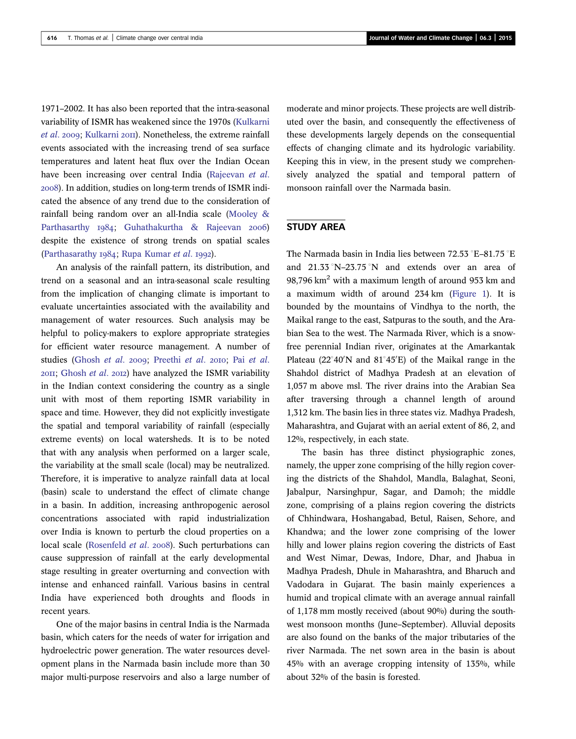1971–2002. It has also been reported that the intra-seasonal variability of ISMR has weakened since the 1970s (Kulkarni *et al.* 2009; Kulkarni 2011). Nonetheless, the extreme rainfall events associated with the increasing trend of sea surface temperatures and latent heat flux over the Indian Ocean have been increasing over central India (Rajeevan *et al.* 2008). In addition, studies on long-term trends of ISMR indicated the absence of any trend due to the consideration of rainfall being random over an all-India scale (Mooley & Parthasarthy 1984; Guhathakurtha & Rajeevan 2006) despite the existence of strong trends on spatial scales (Parthasarathy 1984; Rupa Kumar *et al.* 1992).

An analysis of the rainfall pattern, its distribution, and trend on a seasonal and an intra-seasonal scale resulting from the implication of changing climate is important to evaluate uncertainties associated with the availability and management of water resources. Such analysis may be helpful to policy-makers to explore appropriate strategies for efficient water resource management. A number of studies (Ghosh *et al.* 2009; Preethi *et al.* 2010; Pai *et al.* 2011; Ghosh *et al.* 2012) have analyzed the ISMR variability in the Indian context considering the country as a single unit with most of them reporting ISMR variability in space and time. However, they did not explicitly investigate the spatial and temporal variability of rainfall (especially extreme events) on local watersheds. It is to be noted that with any analysis when performed on a larger scale, the variability at the small scale (local) may be neutralized. Therefore, it is imperative to analyze rainfall data at local (basin) scale to understand the effect of climate change in a basin. In addition, increasing anthropogenic aerosol concentrations associated with rapid industrialization over India is known to perturb the cloud properties on a local scale (Rosenfeld *et al.* 2008). Such perturbations can cause suppression of rainfall at the early developmental stage resulting in greater overturning and convection with intense and enhanced rainfall. Various basins in central India have experienced both droughts and floods in recent years.

One of the major basins in central India is the Narmada basin, which caters for the needs of water for irrigation and hydroelectric power generation. The water resources development plans in the Narmada basin include more than 30 major multi-purpose reservoirs and also a large number of moderate and minor projects. These projects are well distributed over the basin, and consequently the effectiveness of these developments largely depends on the consequential effects of changing climate and its hydrologic variability. Keeping this in view, in the present study we comprehensively analyzed the spatial and temporal pattern of monsoon rainfall over the Narmada basin.

## STUDY AREA

The Narmada basin in India lies between 72.53 °E–81.75 °E and 21.33 °N–23.75 °N and extends over an area of 98,796 km$^2$ with a maximum length of around 953 km and a maximum width of around 234 km (Figure 1). It is bounded by the mountains of Vindhya to the north, the Maikal range to the east, Satpuras to the south, and the Arabian Sea to the west. The Narmada River, which is a snow-free perennial Indian river, originates at the Amarkantak Plateau (22°40′N and 81°45′E) of the Maikal range in the Shahdol district of Madhya Pradesh at an elevation of 1,057 m above msl. The river drains into the Arabian Sea after traversing through a channel length of around 1,312 km. The basin lies in three states viz. Madhya Pradesh, Maharashtra, and Gujarat with an aerial extent of 86, 2, and 12%, respectively, in each state.

The basin has three distinct physiographic zones, namely, the upper zone comprising of the hilly region covering the districts of the Shahdol, Mandla, Balaghat, Seoni, Jabalpur, Narsinghpur, Sagar, and Damoh; the middle zone, comprising of a plains region covering the districts of Chhindwara, Hoshangabad, Betul, Raisen, Sehore, and Khandwa; and the lower zone comprising of the lower hilly and lower plains region covering the districts of East and West Nimar, Dewas, Indore, Dhar, and Jhabua in Madhya Pradesh, Dhule in Maharashtra, and Bharuch and Vadodara in Gujarat. The basin mainly experiences a humid and tropical climate with an average annual rainfall of 1,178 mm mostly received (about 90%) during the south-west monsoon months (June–September). Alluvial deposits are also found on the banks of the major tributaries of the river Narmada. The net sown area in the basin is about 45% with an average cropping intensity of 135%, while about 32% of the basin is forested.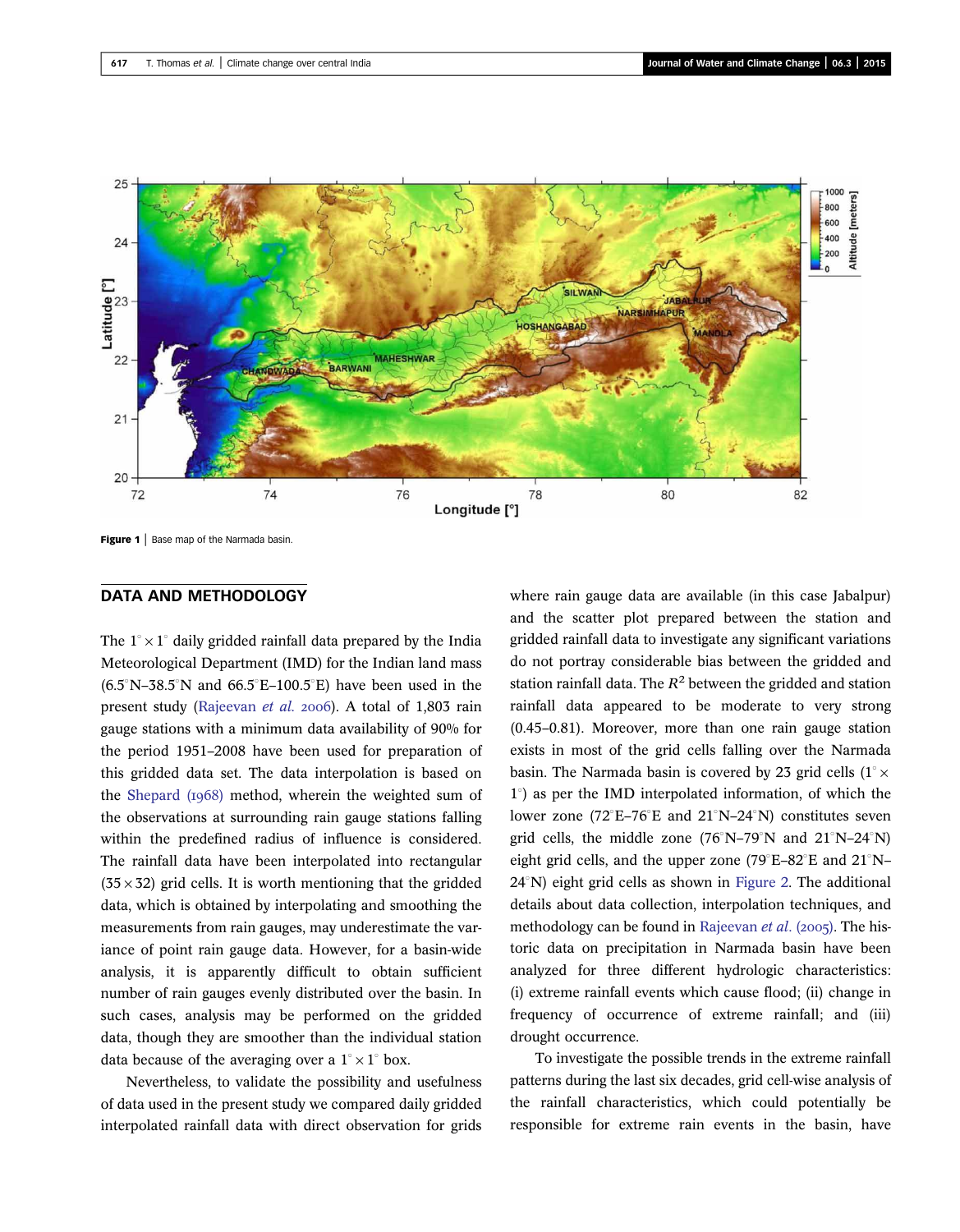Figure 1 | Base map of the Narmada basin.

## DATA AND METHODOLOGY

The $1^\circ \times 1^\circ$ daily gridded rainfall data prepared by the India Meteorological Department (IMD) for the Indian land mass (6.5°N–38.5°N and 66.5°E–100.5°E) have been used in the present study (Rajeevan *et al.* 2006). A total of 1,803 rain gauge stations with a minimum data availability of 90% for the period 1951–2008 have been used for preparation of this gridded data set. The data interpolation is based on the Shepard (1968) method, wherein the weighted sum of the observations at surrounding rain gauge stations falling within the predefined radius of influence is considered. The rainfall data have been interpolated into rectangular ($35 \times 32$) grid cells. It is worth mentioning that the gridded data, which is obtained by interpolating and smoothing the measurements from rain gauges, may underestimate the variance of point rain gauge data. However, for a basin-wide analysis, it is apparently difficult to obtain sufficient number of rain gauges evenly distributed over the basin. In such cases, analysis may be performed on the gridded data, though they are smoother than the individual station data because of the averaging over a $1^\circ \times 1^\circ$ box.

Nevertheless, to validate the possibility and usefulness of data used in the present study we compared daily gridded interpolated rainfall data with direct observation for grids where rain gauge data are available (in this case Jabalpur) and the scatter plot prepared between the station and gridded rainfall data to investigate any significant variations do not portray considerable bias between the gridded and station rainfall data. The $R^2$ between the gridded and station rainfall data appeared to be moderate to very strong (0.45–0.81). Moreover, more than one rain gauge station exists in most of the grid cells falling over the Narmada basin. The Narmada basin is covered by 23 grid cells ($1^\circ \times 1^\circ$) as per the IMD interpolated information, of which the lower zone (72°E–76°E and 21°N–24°N) constitutes seven grid cells, the middle zone (76°N–79°N and 21°N–24°N) eight grid cells, and the upper zone (79°E–82°E and 21°N–24°N) eight grid cells as shown in Figure 2. The additional details about data collection, interpolation techniques, and methodology can be found in Rajeevan *et al.* (2005). The historic data on precipitation in Narmada basin have been analyzed for three different hydrologic characteristics: (i) extreme rainfall events which cause flood; (ii) change in frequency of occurrence of extreme rainfall; and (iii) drought occurrence.

To investigate the possible trends in the extreme rainfall patterns during the last six decades, grid cell-wise analysis of the rainfall characteristics, which could potentially be responsible for extreme rain events in the basin, have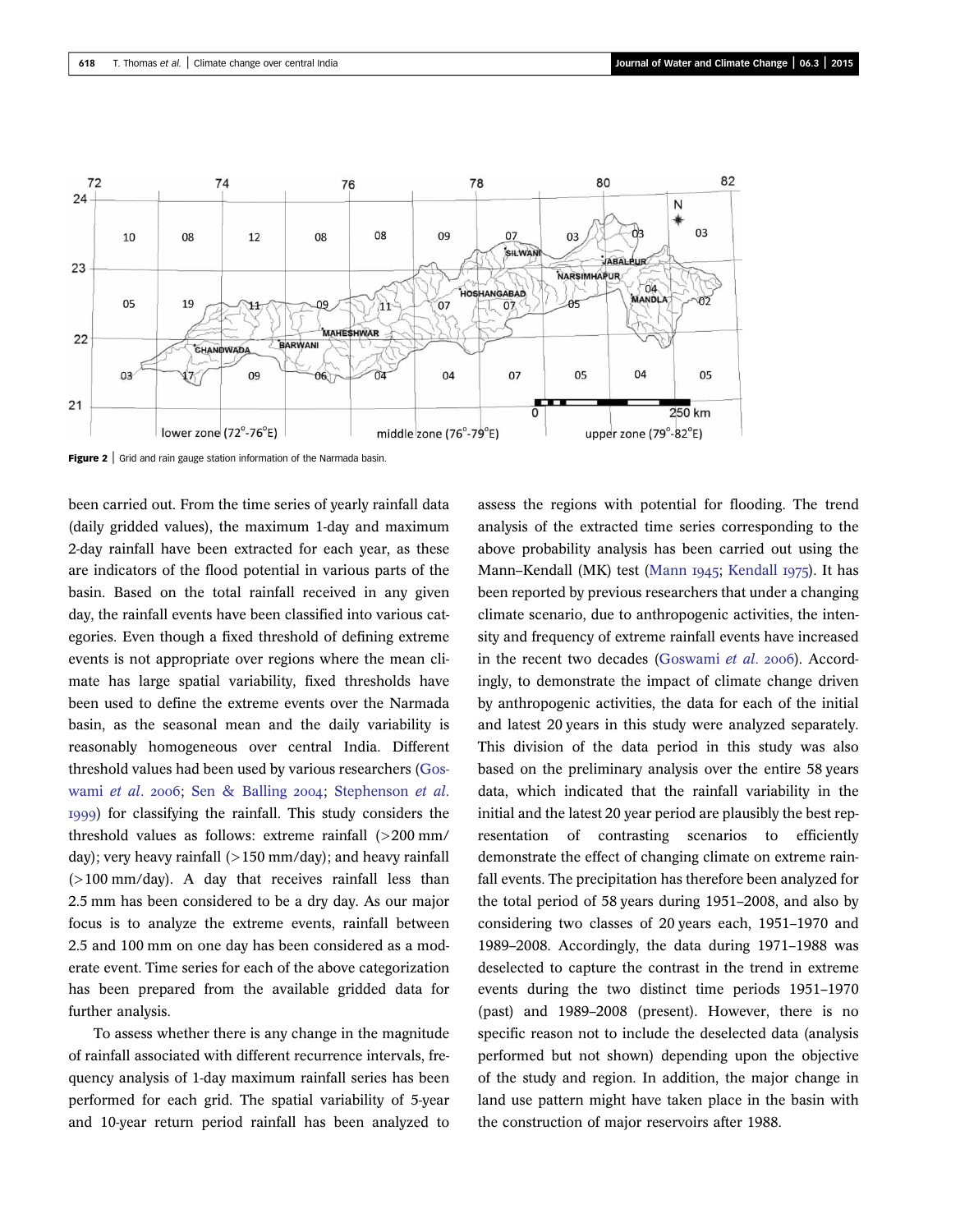Figure 2 | Grid and rain gauge station information of the Narmada basin.

been carried out. From the time series of yearly rainfall data (daily gridded values), the maximum 1-day and maximum 2-day rainfall have been extracted for each year, as these are indicators of the flood potential in various parts of the basin. Based on the total rainfall received in any given day, the rainfall events have been classified into various categories. Even though a fixed threshold of defining extreme events is not appropriate over regions where the mean climate has large spatial variability, fixed thresholds have been used to define the extreme events over the Narmada basin, as the seasonal mean and the daily variability is reasonably homogeneous over central India. Different threshold values had been used by various researchers (Goswami *et al.* 2006; Sen & Balling 2004; Stephenson *et al.* 1999) for classifying the rainfall. This study considers the threshold values as follows: extreme rainfall (>200 mm/day); very heavy rainfall (>150 mm/day); and heavy rainfall (>100 mm/day). A day that receives rainfall less than 2.5 mm has been considered to be a dry day. As our major focus is to analyze the extreme events, rainfall between 2.5 and 100 mm on one day has been considered as a moderate event. Time series for each of the above categorization has been prepared from the available gridded data for further analysis.

To assess whether there is any change in the magnitude of rainfall associated with different recurrence intervals, frequency analysis of 1-day maximum rainfall series has been performed for each grid. The spatial variability of 5-year and 10-year return period rainfall has been analyzed to assess the regions with potential for flooding. The trend analysis of the extracted time series corresponding to the above probability analysis has been carried out using the Mann–Kendall (MK) test (Mann 1945; Kendall 1975). It has been reported by previous researchers that under a changing climate scenario, due to anthropogenic activities, the intensity and frequency of extreme rainfall events have increased in the recent two decades (Goswami *et al.* 2006). Accordingly, to demonstrate the impact of climate change driven by anthropogenic activities, the data for each of the initial and latest 20 years in this study were analyzed separately. This division of the data period in this study was also based on the preliminary analysis over the entire 58 years data, which indicated that the rainfall variability in the initial and the latest 20 year period are plausibly the best representation of contrasting scenarios to efficiently demonstrate the effect of changing climate on extreme rainfall events. The precipitation has therefore been analyzed for the total period of 58 years during 1951–2008, and also by considering two classes of 20 years each, 1951–1970 and 1989–2008. Accordingly, the data during 1971–1988 was deselected to capture the contrast in the trend in extreme events during the two distinct time periods 1951–1970 (past) and 1989–2008 (present). However, there is no specific reason not to include the deselected data (analysis performed but not shown) depending upon the objective of the study and region. In addition, the major change in land use pattern might have taken place in the basin with the construction of major reservoirs after 1988.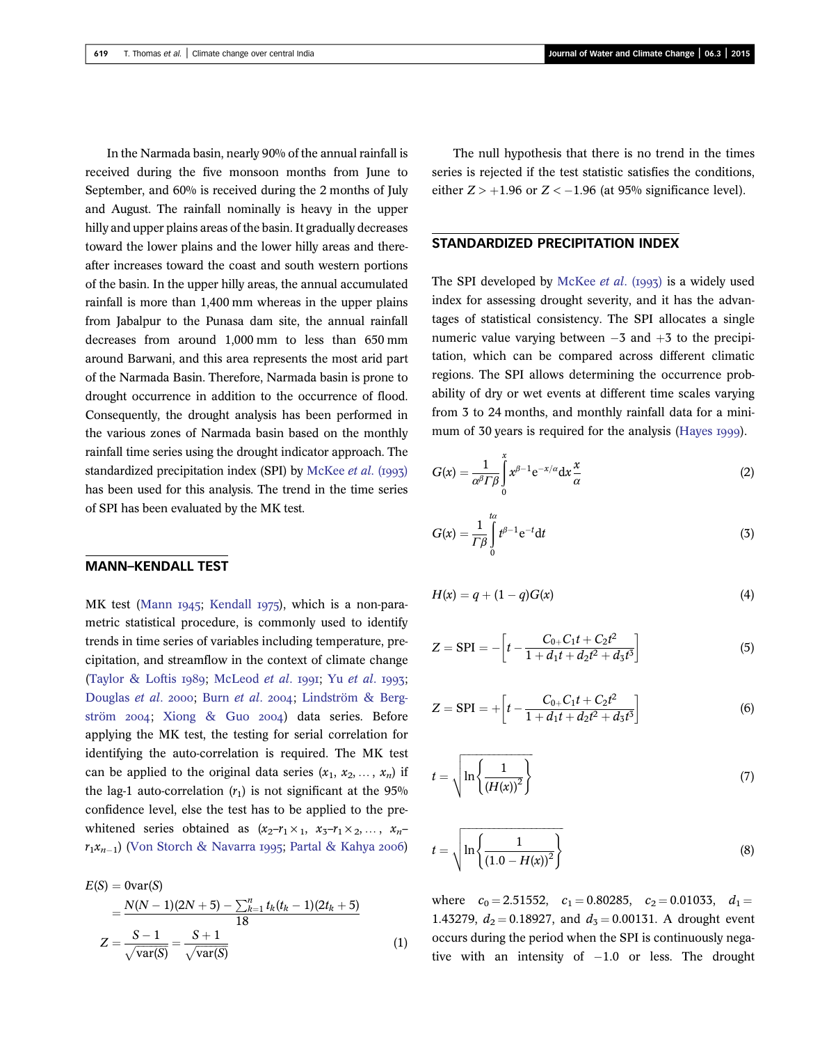In the Narmada basin, nearly 90% of the annual rainfall is received during the five monsoon months from June to September, and 60% is received during the 2 months of July and August. The rainfall nominally is heavy in the upper hilly and upper plains areas of the basin. It gradually decreases toward the lower plains and the lower hilly areas and thereafter increases toward the coast and south western portions of the basin. In the upper hilly areas, the annual accumulated rainfall is more than 1,400 mm whereas in the upper plains from Jabalpur to the Punasa dam site, the annual rainfall decreases from around 1,000 mm to less than 650 mm around Barwani, and this area represents the most arid part of the Narmada Basin. Therefore, Narmada basin is prone to drought occurrence in addition to the occurrence of flood. Consequently, the drought analysis has been performed in the various zones of Narmada basin based on the monthly rainfall time series using the drought indicator approach. The standardized precipitation index (SPI) by McKee *et al.* (1993) has been used for this analysis. The trend in the time series of SPI has been evaluated by the MK test.

## MANN–KENDALL TEST

MK test (Mann 1945; Kendall 1975), which is a non-parametric statistical procedure, is commonly used to identify trends in time series of variables including temperature, precipitation, and streamflow in the context of climate change (Taylor & Loftis 1989; McLeod *et al.* 1991; Yu *et al.* 1993; Douglas *et al.* 2000; Burn *et al.* 2004; Lindström & Bergström 2004; Xiong & Guo 2004) data series. Before applying the MK test, the testing for serial correlation for identifying the auto-correlation is required. The MK test can be applied to the original data series ($x_1, x_2, \ldots, x_n$) if the lag-1 auto-correlation ($r_1$) is not significant at the 95% confidence level, else the test has to be applied to the pre-whitened series obtained as ($x_2$–$r_1 \times_1$, $x_3$–$r_1 \times_2, \ldots,$ $x_n$–$r_1 x_{n-1}$) (Von Storch & Navarra 1995; Partal & Kahya 2006)

$$
\begin{aligned}
E(S) &= 0\mathrm{var}(S) \\
&= \frac{N(N-1)(2N+5) - \sum_{k=1}^{n} t_k(t_k-1)(2t_k+5)}{18} \\
Z &= \frac{S-1}{\sqrt{\mathrm{var}(S)}} = \frac{S+1}{\sqrt{\mathrm{var}(S)}}
\end{aligned}
\tag{1}
$$

The null hypothesis that there is no trend in the times series is rejected if the test statistic satisfies the conditions, either $Z > +1.96$ or $Z < -1.96$ (at 95% significance level).

## STANDARDIZED PRECIPITATION INDEX

The SPI developed by McKee *et al.* (1993) is a widely used index for assessing drought severity, and it has the advantages of statistical consistency. The SPI allocates a single numeric value varying between $-3$ and $+3$ to the precipitation, which can be compared across different climatic regions. The SPI allows determining the occurrence probability of dry or wet events at different time scales varying from 3 to 24 months, and monthly rainfall data for a minimum of 30 years is required for the analysis (Hayes 1999).

$$
G(x) = \frac{1}{\alpha^{\beta}\Gamma\beta}\int_0^x x^{\beta-1}e^{-x/\alpha}\mathrm{d}x\frac{x}{\alpha} \tag{2}
$$

$$
G(x) = \frac{1}{\Gamma\beta}\int_0^{t\alpha} t^{\beta-1}e^{-t}\mathrm{d}t \tag{3}
$$

$$
H(x) = q + (1-q)G(x) \tag{4}
$$

$$
Z = \mathrm{SPI} = -\left[t - \frac{C_0 + C_1 t + C_2 t^2}{1 + d_1 t + d_2 t^2 + d_3 t^3}\right] \tag{5}
$$

$$
Z = \mathrm{SPI} = +\left[t - \frac{C_0 + C_1 t + C_2 t^2}{1 + d_1 t + d_2 t^2 + d_3 t^3}\right] \tag{6}
$$

$$
t = \sqrt{\ln\left\{\frac{1}{(H(x))^2}\right\}} \tag{7}
$$

$$
t = \sqrt{\ln\left\{\frac{1}{(1.0 - H(x))^2}\right\}} \tag{8}
$$

where $c_0 = 2.51552$, $c_1 = 0.80285$, $c_2 = 0.01033$, $d_1 = 1.43279$, $d_2 = 0.18927$, and $d_3 = 0.00131$. A drought event occurs during the period when the SPI is continuously negative with an intensity of $-1.0$ or less. The drought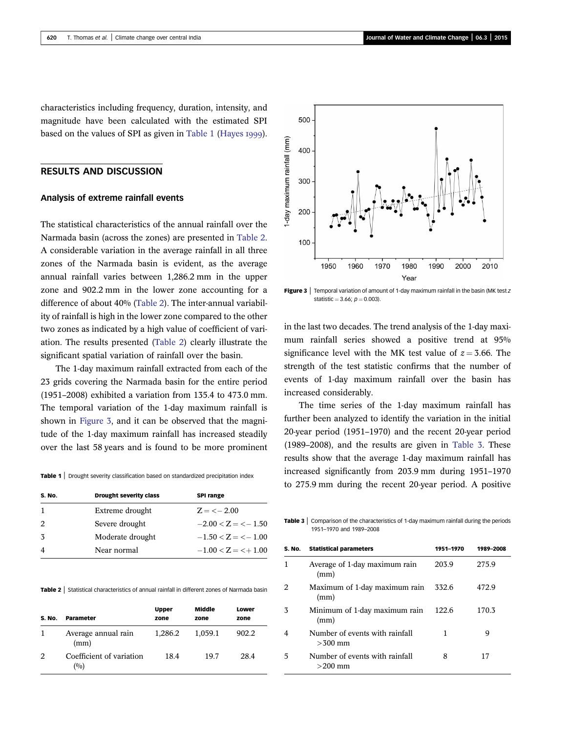characteristics including frequency, duration, intensity, and magnitude have been calculated with the estimated SPI based on the values of SPI as given in Table 1 (Hayes 1999).

## RESULTS AND DISCUSSION

### Analysis of extreme rainfall events

The statistical characteristics of the annual rainfall over the Narmada basin (across the zones) are presented in Table 2. A considerable variation in the average rainfall in all three zones of the Narmada basin is evident, as the average annual rainfall varies between 1,286.2 mm in the upper zone and 902.2 mm in the lower zone accounting for a difference of about 40% (Table 2). The inter-annual variability of rainfall is high in the lower zone compared to the other two zones as indicated by a high value of coefficient of variation. The results presented (Table 2) clearly illustrate the significant spatial variation of rainfall over the basin.

The 1-day maximum rainfall extracted from each of the 23 grids covering the Narmada basin for the entire period (1951–2008) exhibited a variation from 135.4 to 473.0 mm. The temporal variation of the 1-day maximum rainfall is shown in Figure 3, and it can be observed that the magnitude of the 1-day maximum rainfall has increased steadily over the last 58 years and is found to be more prominent in the last two decades. The trend analysis of the 1-day maximum rainfall series showed a positive trend at 95% significance level with the MK test value of $z = 3.66$. The strength of the test statistic confirms that the number of events of 1-day maximum rainfall over the basin has increased considerably.

**Figure 3** | Temporal variation of amount of 1-day maximum rainfall in the basin (MK test $z$ statistic $= 3.66$; $p = 0.003$).

The time series of the 1-day maximum rainfall has further been analyzed to identify the variation in the initial 20-year period (1951–1970) and the recent 20-year period (1989–2008), and the results are given in Table 3. These results show that the average 1-day maximum rainfall has increased significantly from 203.9 mm during 1951–1970 to 275.9 mm during the recent 20-year period. A positive

**Table 1** | Drought severity classification based on standardized precipitation index

| S. No. | Drought severity class | SPI range |
|---|---|---|
| 1 | Extreme drought | $Z = < -2.00$ |
| 2 | Severe drought | $-2.00 < Z = < -1.50$ |
| 3 | Moderate drought | $-1.50 < Z = < -1.00$ |
| 4 | Near normal | $-1.00 < Z = < +1.00$ |

**Table 2** | Statistical characteristics of annual rainfall in different zones of Narmada basin

| S. No. | Parameter | Upper zone | Middle zone | Lower zone |
|---|---|---|---|---|
| 1 | Average annual rain (mm) | 1,286.2 | 1,059.1 | 902.2 |
| 2 | Coefficient of variation (%) | 18.4 | 19.7 | 28.4 |

**Table 3** | Comparison of the characteristics of 1-day maximum rainfall during the periods 1951–1970 and 1989–2008

| S. No. | Statistical parameters | 1951–1970 | 1989–2008 |
|---|---|---|---|
| 1 | Average of 1-day maximum rain (mm) | 203.9 | 275.9 |
| 2 | Maximum of 1-day maximum rain (mm) | 332.6 | 472.9 |
| 3 | Minimum of 1-day maximum rain (mm) | 122.6 | 170.3 |
| 4 | Number of events with rainfall >300 mm | 1 | 9 |
| 5 | Number of events with rainfall >200 mm | 8 | 17 |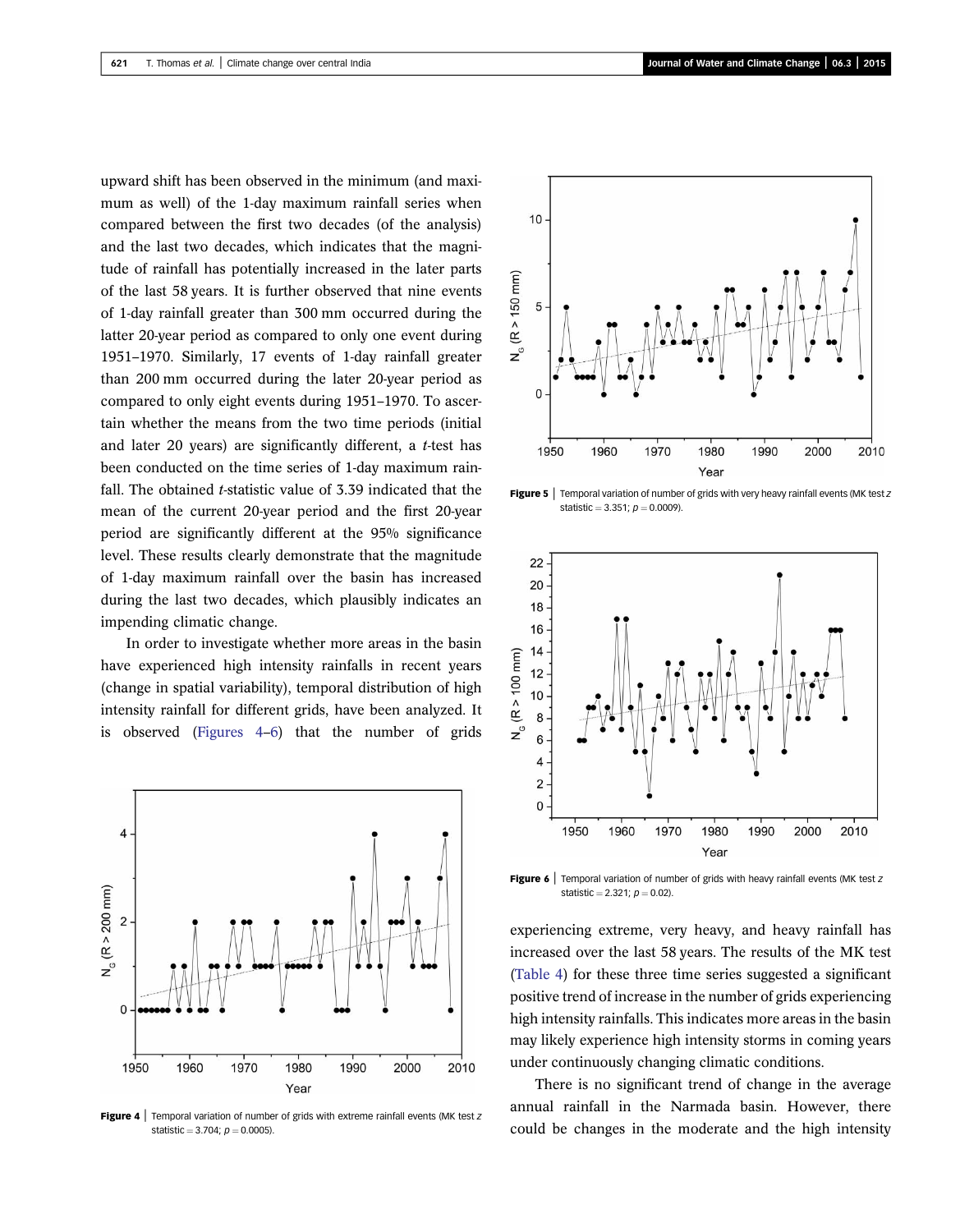upward shift has been observed in the minimum (and maximum as well) of the 1-day maximum rainfall series when compared between the first two decades (of the analysis) and the last two decades, which indicates that the magnitude of rainfall has potentially increased in the later parts of the last 58 years. It is further observed that nine events of 1-day rainfall greater than 300 mm occurred during the latter 20-year period as compared to only one event during 1951–1970. Similarly, 17 events of 1-day rainfall greater than 200 mm occurred during the later 20-year period as compared to only eight events during 1951–1970. To ascertain whether the means from the two time periods (initial and later 20 years) are significantly different, a *t*-test has been conducted on the time series of 1-day maximum rainfall. The obtained *t*-statistic value of 3.39 indicated that the mean of the current 20-year period and the first 20-year period are significantly different at the 95% significance level. These results clearly demonstrate that the magnitude of 1-day maximum rainfall over the basin has increased during the last two decades, which plausibly indicates an impending climatic change.

In order to investigate whether more areas in the basin have experienced high intensity rainfalls in recent years (change in spatial variability), temporal distribution of high intensity rainfall for different grids, have been analyzed. It is observed (Figures 4–6) that the number of grids experiencing extreme, very heavy, and heavy rainfall has increased over the last 58 years. The results of the MK test (Table 4) for these three time series suggested a significant positive trend of increase in the number of grids experiencing high intensity rainfalls. This indicates more areas in the basin may likely experience high intensity storms in coming years under continuously changing climatic conditions.

**Figure 4** | Temporal variation of number of grids with extreme rainfall events (MK test *z* statistic = 3.704; $p = 0.0005$).

**Figure 5** | Temporal variation of number of grids with very heavy rainfall events (MK test *z* statistic = 3.351; $p = 0.0009$).

**Figure 6** | Temporal variation of number of grids with heavy rainfall events (MK test *z* statistic = 2.321; $p = 0.02$).

There is no significant trend of change in the average annual rainfall in the Narmada basin. However, there could be changes in the moderate and the high intensity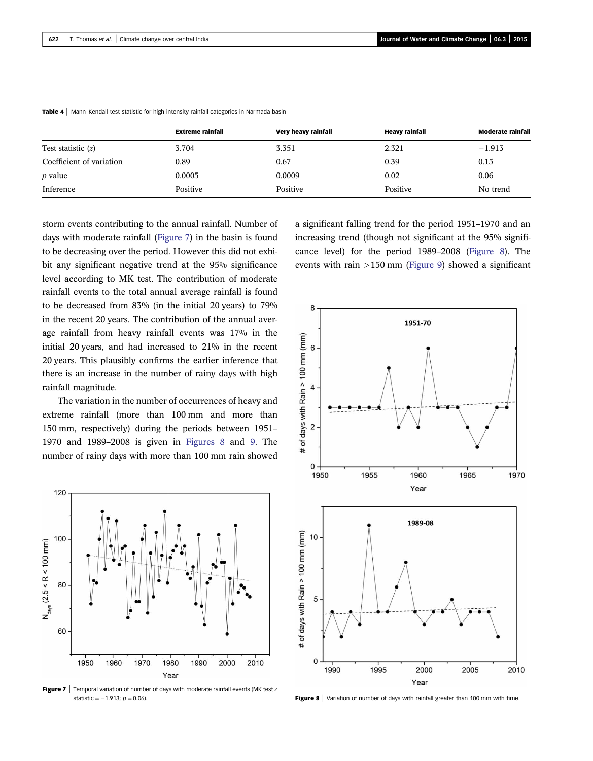**Table 4** | Mann–Kendall test statistic for high intensity rainfall categories in Narmada basin

| | Extreme rainfall | Very heavy rainfall | Heavy rainfall | Moderate rainfall |
|---|---|---|---|---|
| Test statistic ($z$) | 3.704 | 3.351 | 2.321 | −1.913 |
| Coefficient of variation | 0.89 | 0.67 | 0.39 | 0.15 |
| $p$ value | 0.0005 | 0.0009 | 0.02 | 0.06 |
| Inference | Positive | Positive | Positive | No trend |

storm events contributing to the annual rainfall. Number of days with moderate rainfall (Figure 7) in the basin is found to be decreasing over the period. However this did not exhibit any significant negative trend at the 95% significance level according to MK test. The contribution of moderate rainfall events to the total annual average rainfall is found to be decreased from 83% (in the initial 20 years) to 79% in the recent 20 years. The contribution of the annual average rainfall from heavy rainfall events was 17% in the initial 20 years, and had increased to 21% in the recent 20 years. This plausibly confirms the earlier inference that there is an increase in the number of rainy days with high rainfall magnitude.

The variation in the number of occurrences of heavy and extreme rainfall (more than 100 mm and more than 150 mm, respectively) during the periods between 1951–1970 and 1989–2008 is given in Figures 8 and 9. The number of rainy days with more than 100 mm rain showed a significant falling trend for the period 1951–1970 and an increasing trend (though not significant at the 95% significance level) for the period 1989–2008 (Figure 8). The events with rain >150 mm (Figure 9) showed a significant

**Figure 7** | Temporal variation of number of days with moderate rainfall events (MK test $z$ statistic = −1.913; $p$ = 0.06).

**Figure 8** | Variation of number of days with rainfall greater than 100 mm with time.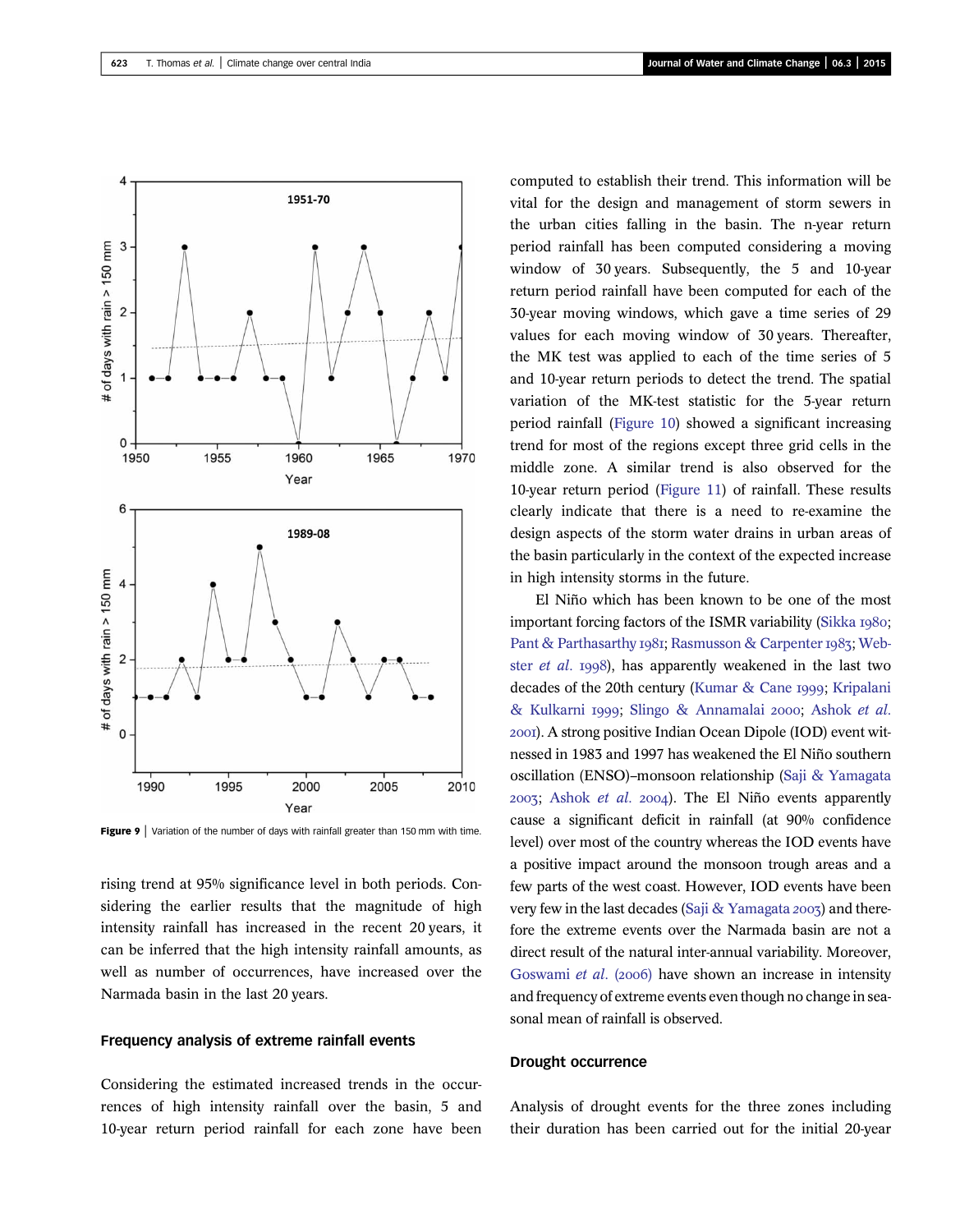Figure 9 | Variation of the number of days with rainfall greater than 150 mm with time.

rising trend at 95% significance level in both periods. Considering the earlier results that the magnitude of high intensity rainfall has increased in the recent 20 years, it can be inferred that the high intensity rainfall amounts, as well as number of occurrences, have increased over the Narmada basin in the last 20 years.

## Frequency analysis of extreme rainfall events

Considering the estimated increased trends in the occurrences of high intensity rainfall over the basin, 5 and 10-year return period rainfall for each zone have been computed to establish their trend. This information will be vital for the design and management of storm sewers in the urban cities falling in the basin. The n-year return period rainfall has been computed considering a moving window of 30 years. Subsequently, the 5 and 10-year return period rainfall have been computed for each of the 30-year moving windows, which gave a time series of 29 values for each moving window of 30 years. Thereafter, the MK test was applied to each of the time series of 5 and 10-year return periods to detect the trend. The spatial variation of the MK-test statistic for the 5-year return period rainfall (Figure 10) showed a significant increasing trend for most of the regions except three grid cells in the middle zone. A similar trend is also observed for the 10-year return period (Figure 11) of rainfall. These results clearly indicate that there is a need to re-examine the design aspects of the storm water drains in urban areas of the basin particularly in the context of the expected increase in high intensity storms in the future.

El Niño which has been known to be one of the most important forcing factors of the ISMR variability (Sikka 1980; Pant & Parthasarthy 1981; Rasmusson & Carpenter 1983; Webster *et al.* 1998), has apparently weakened in the last two decades of the 20th century (Kumar & Cane 1999; Kripalani & Kulkarni 1999; Slingo & Annamalai 2000; Ashok *et al.* 2001). A strong positive Indian Ocean Dipole (IOD) event witnessed in 1983 and 1997 has weakened the El Niño southern oscillation (ENSO)–monsoon relationship (Saji & Yamagata 2003; Ashok *et al.* 2004). The El Niño events apparently cause a significant deficit in rainfall (at 90% confidence level) over most of the country whereas the IOD events have a positive impact around the monsoon trough areas and a few parts of the west coast. However, IOD events have been very few in the last decades (Saji & Yamagata 2003) and therefore the extreme events over the Narmada basin are not a direct result of the natural inter-annual variability. Moreover, Goswami *et al.* (2006) have shown an increase in intensity and frequency of extreme events even though no change in seasonal mean of rainfall is observed.

## Drought occurrence

Analysis of drought events for the three zones including their duration has been carried out for the initial 20-year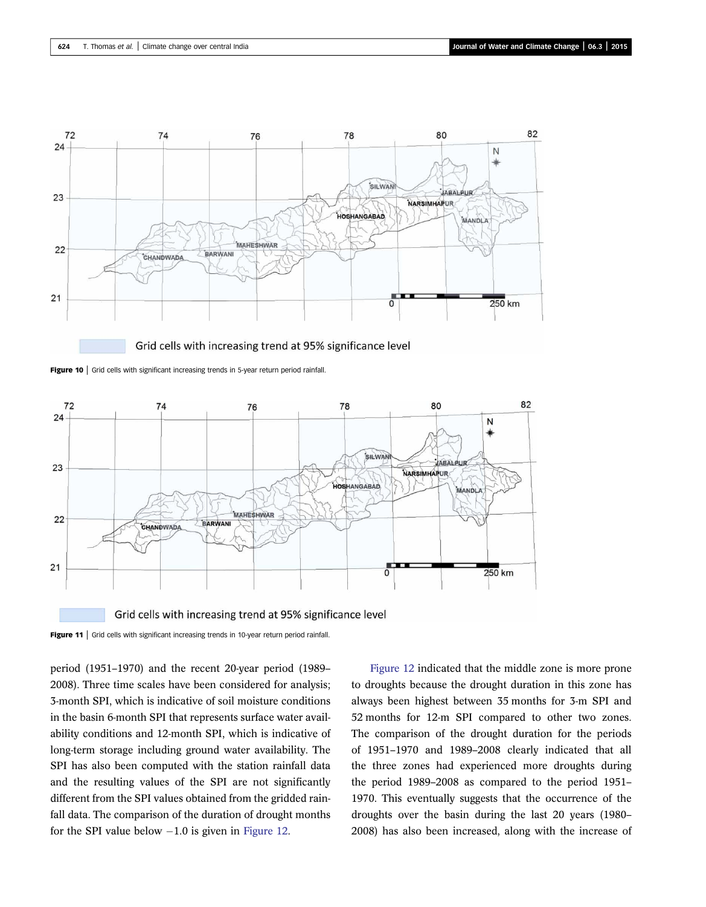Figure 10 | Grid cells with significant increasing trends in 5-year return period rainfall.

Figure 11 | Grid cells with significant increasing trends in 10-year return period rainfall.

period (1951–1970) and the recent 20-year period (1989–2008). Three time scales have been considered for analysis; 3-month SPI, which is indicative of soil moisture conditions in the basin 6-month SPI that represents surface water availability conditions and 12-month SPI, which is indicative of long-term storage including ground water availability. The SPI has also been computed with the station rainfall data and the resulting values of the SPI are not significantly different from the SPI values obtained from the gridded rainfall data. The comparison of the duration of drought months for the SPI value below $-1.0$ is given in Figure 12.

Figure 12 indicated that the middle zone is more prone to droughts because the drought duration in this zone has always been highest between 35 months for 3-m SPI and 52 months for 12-m SPI compared to other two zones. The comparison of the drought duration for the periods of 1951–1970 and 1989–2008 clearly indicated that all the three zones had experienced more droughts during the period 1989–2008 as compared to the period 1951–1970. This eventually suggests that the occurrence of the droughts over the basin during the last 20 years (1980–2008) has also been increased, along with the increase of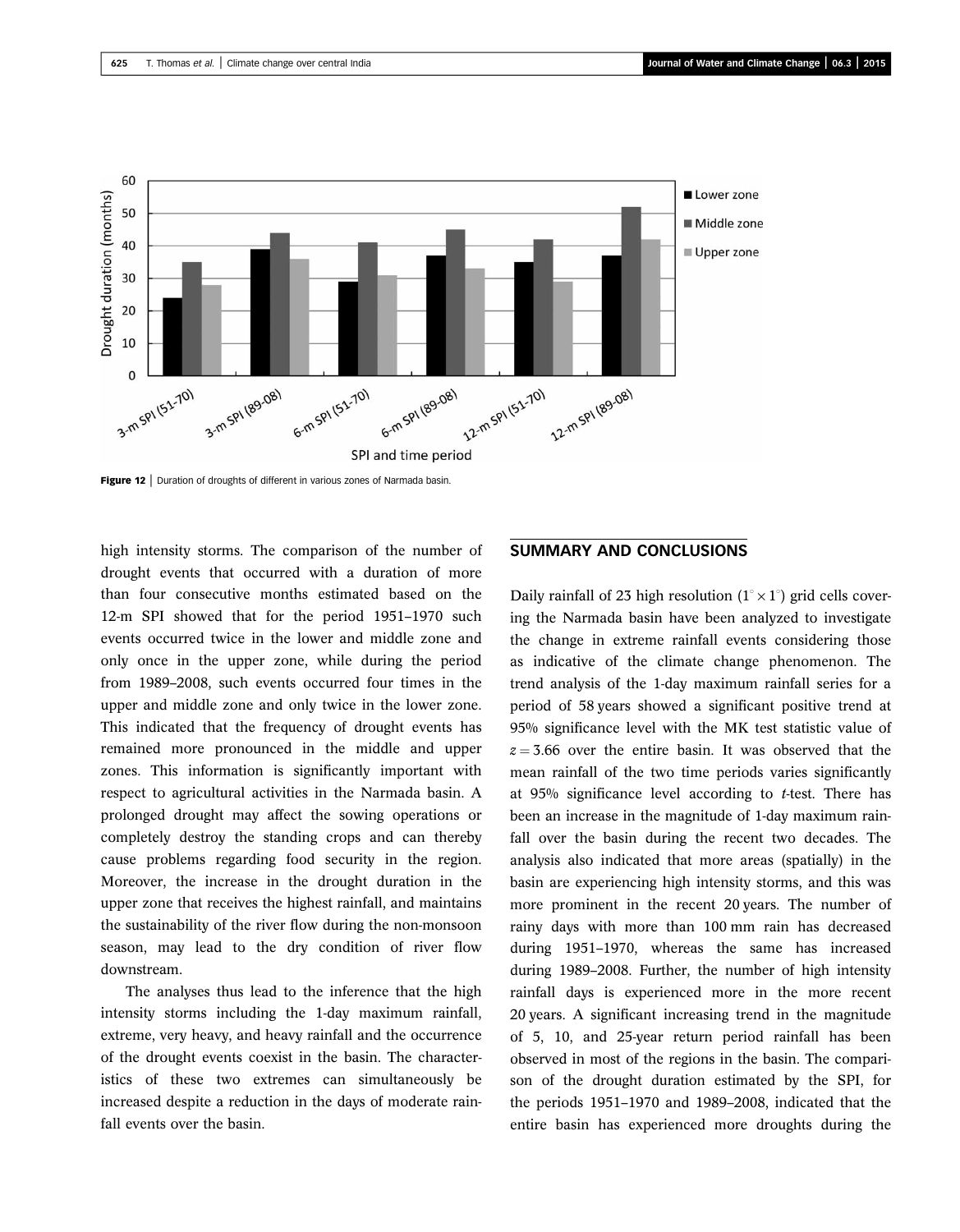Figure 12 | Duration of droughts of different in various zones of Narmada basin.

high intensity storms. The comparison of the number of drought events that occurred with a duration of more than four consecutive months estimated based on the 12-m SPI showed that for the period 1951–1970 such events occurred twice in the lower and middle zone and only once in the upper zone, while during the period from 1989–2008, such events occurred four times in the upper and middle zone and only twice in the lower zone. This indicated that the frequency of drought events has remained more pronounced in the middle and upper zones. This information is significantly important with respect to agricultural activities in the Narmada basin. A prolonged drought may affect the sowing operations or completely destroy the standing crops and can thereby cause problems regarding food security in the region. Moreover, the increase in the drought duration in the upper zone that receives the highest rainfall, and maintains the sustainability of the river flow during the non-monsoon season, may lead to the dry condition of river flow downstream.

The analyses thus lead to the inference that the high intensity storms including the 1-day maximum rainfall, extreme, very heavy, and heavy rainfall and the occurrence of the drought events coexist in the basin. The characteristics of these two extremes can simultaneously be increased despite a reduction in the days of moderate rainfall events over the basin.

## SUMMARY AND CONCLUSIONS

Daily rainfall of 23 high resolution ($1^\circ \times 1^\circ$) grid cells covering the Narmada basin have been analyzed to investigate the change in extreme rainfall events considering those as indicative of the climate change phenomenon. The trend analysis of the 1-day maximum rainfall series for a period of 58 years showed a significant positive trend at 95% significance level with the MK test statistic value of $z = 3.66$ over the entire basin. It was observed that the mean rainfall of the two time periods varies significantly at 95% significance level according to *t*-test. There has been an increase in the magnitude of 1-day maximum rainfall over the basin during the recent two decades. The analysis also indicated that more areas (spatially) in the basin are experiencing high intensity storms, and this was more prominent in the recent 20 years. The number of rainy days with more than 100 mm rain has decreased during 1951–1970, whereas the same has increased during 1989–2008. Further, the number of high intensity rainfall days is experienced more in the more recent 20 years. A significant increasing trend in the magnitude of 5, 10, and 25-year return period rainfall has been observed in most of the regions in the basin. The comparison of the drought duration estimated by the SPI, for the periods 1951–1970 and 1989–2008, indicated that the entire basin has experienced more droughts during the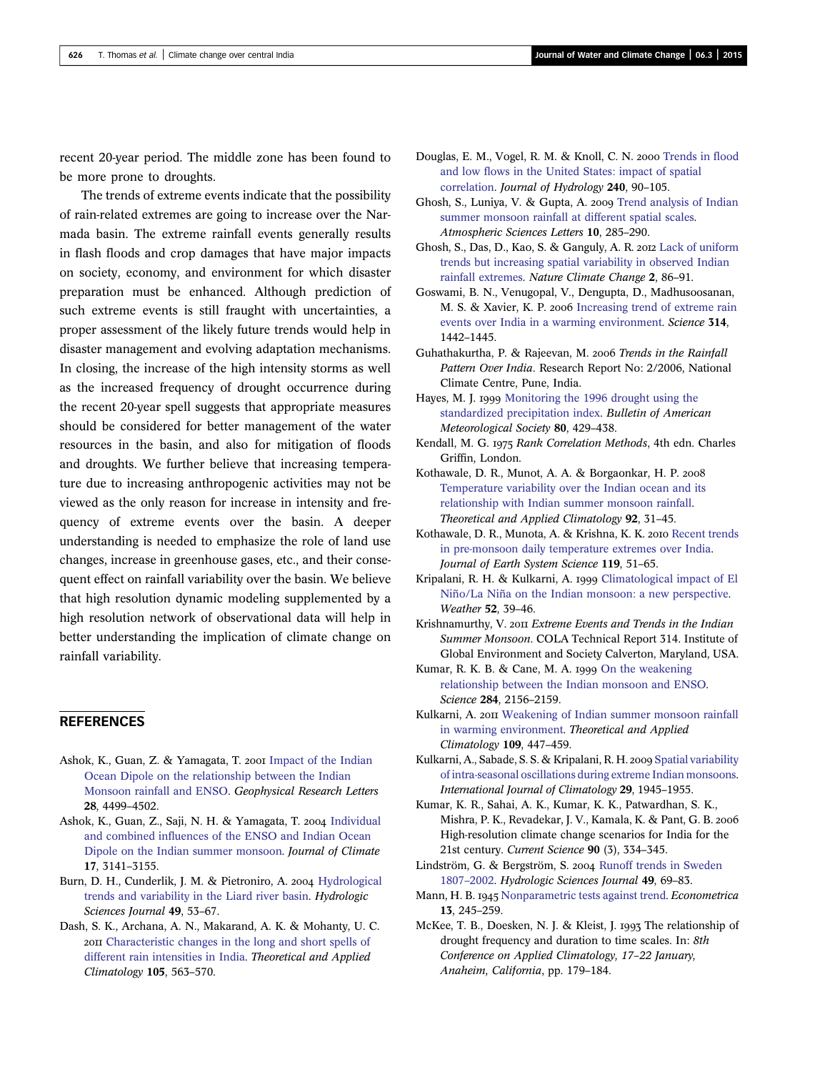recent 20-year period. The middle zone has been found to be more prone to droughts.

The trends of extreme events indicate that the possibility of rain-related extremes are going to increase over the Narmada basin. The extreme rainfall events generally results in flash floods and crop damages that have major impacts on society, economy, and environment for which disaster preparation must be enhanced. Although prediction of such extreme events is still fraught with uncertainties, a proper assessment of the likely future trends would help in disaster management and evolving adaptation mechanisms. In closing, the increase of the high intensity storms as well as the increased frequency of drought occurrence during the recent 20-year spell suggests that appropriate measures should be considered for better management of the water resources in the basin, and also for mitigation of floods and droughts. We further believe that increasing temperature due to increasing anthropogenic activities may not be viewed as the only reason for increase in intensity and frequency of extreme events over the basin. A deeper understanding is needed to emphasize the role of land use changes, increase in greenhouse gases, etc., and their consequent effect on rainfall variability over the basin. We believe that high resolution dynamic modeling supplemented by a high resolution network of observational data will help in better understanding the implication of climate change on rainfall variability.

## REFERENCES

Ashok, K., Guan, Z. & Yamagata, T. 2001 Impact of the Indian Ocean Dipole on the relationship between the Indian Monsoon rainfall and ENSO. *Geophysical Research Letters* **28**, 4499–4502.

Ashok, K., Guan, Z., Saji, N. H. & Yamagata, T. 2004 Individual and combined influences of the ENSO and Indian Ocean Dipole on the Indian summer monsoon. *Journal of Climate* **17**, 3141–3155.

Burn, D. H., Cunderlik, J. M. & Pietroniro, A. 2004 Hydrological trends and variability in the Liard river basin. *Hydrologic Sciences Journal* **49**, 53–67.

Dash, S. K., Archana, A. N., Makarand, A. K. & Mohanty, U. C. 2011 Characteristic changes in the long and short spells of different rain intensities in India. *Theoretical and Applied Climatology* **105**, 563–570.

Douglas, E. M., Vogel, R. M. & Knoll, C. N. 2000 Trends in flood and low flows in the United States: impact of spatial correlation. *Journal of Hydrology* **240**, 90–105.

Ghosh, S., Luniya, V. & Gupta, A. 2009 Trend analysis of Indian summer monsoon rainfall at different spatial scales. *Atmospheric Sciences Letters* **10**, 285–290.

Ghosh, S., Das, D., Kao, S. & Ganguly, A. R. 2012 Lack of uniform trends but increasing spatial variability in observed Indian rainfall extremes. *Nature Climate Change* **2**, 86–91.

Goswami, B. N., Venugopal, V., Dengupta, D., Madhusoosanan, M. S. & Xavier, K. P. 2006 Increasing trend of extreme rain events over India in a warming environment. *Science* **314**, 1442–1445.

Guhathakurtha, P. & Rajeevan, M. 2006 *Trends in the Rainfall Pattern Over India*. Research Report No: 2/2006, National Climate Centre, Pune, India.

Hayes, M. J. 1999 Monitoring the 1996 drought using the standardized precipitation index. *Bulletin of American Meteorological Society* **80**, 429–438.

Kendall, M. G. 1975 *Rank Correlation Methods*, 4th edn. Charles Griffin, London.

Kothawale, D. R., Munot, A. A. & Borgaonkar, H. P. 2008 Temperature variability over the Indian ocean and its relationship with Indian summer monsoon rainfall. *Theoretical and Applied Climatology* **92**, 31–45.

Kothawale, D. R., Munota, A. & Krishna, K. K. 2010 Recent trends in pre-monsoon daily temperature extremes over India. *Journal of Earth System Science* **119**, 51–65.

Kripalani, R. H. & Kulkarni, A. 1999 Climatological impact of El Niño/La Niña on the Indian monsoon: a new perspective. *Weather* **52**, 39–46.

Krishnamurthy, V. 2011 *Extreme Events and Trends in the Indian Summer Monsoon*. COLA Technical Report 314. Institute of Global Environment and Society Calverton, Maryland, USA.

Kumar, R. K. B. & Cane, M. A. 1999 On the weakening relationship between the Indian monsoon and ENSO. *Science* **284**, 2156–2159.

Kulkarni, A. 2011 Weakening of Indian summer monsoon rainfall in warming environment. *Theoretical and Applied Climatology* **109**, 447–459.

Kulkarni, A., Sabade, S. S. & Kripalani, R. H. 2009 Spatial variability of intra-seasonal oscillations during extreme Indian monsoons. *International Journal of Climatology* **29**, 1945–1955.

Kumar, K. R., Sahai, A. K., Kumar, K. K., Patwardhan, S. K., Mishra, P. K., Revadekar, J. V., Kamala, K. & Pant, G. B. 2006 High-resolution climate change scenarios for India for the 21st century. *Current Science* **90** (3), 334–345.

Lindström, G. & Bergström, S. 2004 Runoff trends in Sweden 1807–2002. *Hydrologic Sciences Journal* **49**, 69–83.

Mann, H. B. 1945 Nonparametric tests against trend. *Econometrica* **13**, 245–259.

McKee, T. B., Doesken, N. J. & Kleist, J. 1993 The relationship of drought frequency and duration to time scales. In: *8th Conference on Applied Climatology, 17–22 January, Anaheim, California*, pp. 179–184.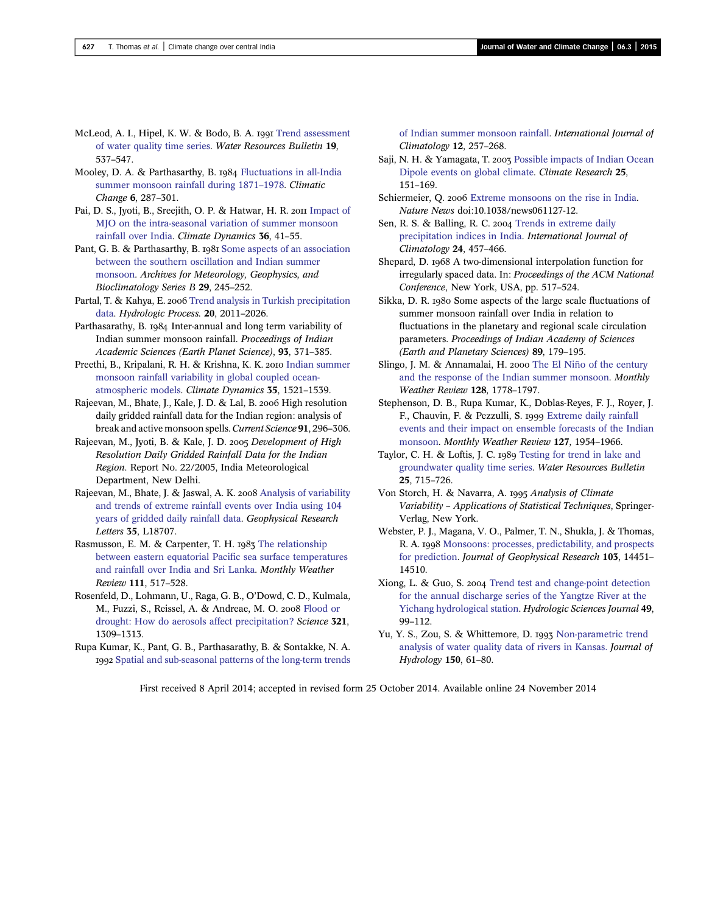McLeod, A. I., Hipel, K. W. & Bodo, B. A. 1991 Trend assessment of water quality time series. *Water Resources Bulletin* **19**, 537–547.

Mooley, D. A. & Parthasarthy, B. 1984 Fluctuations in all-India summer monsoon rainfall during 1871–1978. *Climatic Change* **6**, 287–301.

Pai, D. S., Jyoti, B., Sreejith, O. P. & Hatwar, H. R. 2011 Impact of MJO on the intra-seasonal variation of summer monsoon rainfall over India. *Climate Dynamics* **36**, 41–55.

Pant, G. B. & Parthasarthy, B. 1981 Some aspects of an association between the southern oscillation and Indian summer monsoon. *Archives for Meteorology, Geophysics, and Bioclimatology Series B* **29**, 245–252.

Partal, T. & Kahya, E. 2006 Trend analysis in Turkish precipitation data. *Hydrologic Process.* **20**, 2011–2026.

Parthasarathy, B. 1984 Inter-annual and long term variability of Indian summer monsoon rainfall. *Proceedings of Indian Academic Sciences (Earth Planet Science)*, **93**, 371–385.

Preethi, B., Kripalani, R. H. & Krishna, K. K. 2010 Indian summer monsoon rainfall variability in global coupled ocean-atmospheric models. *Climate Dynamics* **35**, 1521–1539.

Rajeevan, M., Bhate, J., Kale, J. D. & Lal, B. 2006 High resolution daily gridded rainfall data for the Indian region: analysis of break and active monsoon spells. *Current Science* **91**, 296–306.

Rajeevan, M., Jyoti, B. & Kale, J. D. 2005 *Development of High Resolution Daily Gridded Rainfall Data for the Indian Region*. Report No. 22/2005, India Meteorological Department, New Delhi.

Rajeevan, M., Bhate, J. & Jaswal, A. K. 2008 Analysis of variability and trends of extreme rainfall events over India using 104 years of gridded daily rainfall data. *Geophysical Research Letters* **35**, L18707.

Rasmusson, E. M. & Carpenter, T. H. 1983 The relationship between eastern equatorial Pacific sea surface temperatures and rainfall over India and Sri Lanka. *Monthly Weather Review* **111**, 517–528.

Rosenfeld, D., Lohmann, U., Raga, G. B., O'Dowd, C. D., Kulmala, M., Fuzzi, S., Reissel, A. & Andreae, M. O. 2008 Flood or drought: How do aerosols affect precipitation? *Science* **321**, 1309–1313.

Rupa Kumar, K., Pant, G. B., Parthasarathy, B. & Sontakke, N. A. 1992 Spatial and sub-seasonal patterns of the long-term trends of Indian summer monsoon rainfall. *International Journal of Climatology* **12**, 257–268.

Saji, N. H. & Yamagata, T. 2003 Possible impacts of Indian Ocean Dipole events on global climate. *Climate Research* **25**, 151–169.

Schiermeier, Q. 2006 Extreme monsoons on the rise in India. *Nature News* doi:10.1038/news061127-12.

Sen, R. S. & Balling, R. C. 2004 Trends in extreme daily precipitation indices in India. *International Journal of Climatology* **24**, 457–466.

Shepard, D. 1968 A two-dimensional interpolation function for irregularly spaced data. In: *Proceedings of the ACM National Conference*, New York, USA, pp. 517–524.

Sikka, D. R. 1980 Some aspects of the large scale fluctuations of summer monsoon rainfall over India in relation to fluctuations in the planetary and regional scale circulation parameters. *Proceedings of Indian Academy of Sciences (Earth and Planetary Sciences)* **89**, 179–195.

Slingo, J. M. & Annamalai, H. 2000 The El Niño of the century and the response of the Indian summer monsoon. *Monthly Weather Review* **128**, 1778–1797.

Stephenson, D. B., Rupa Kumar, K., Doblas-Reyes, F. J., Royer, J. F., Chauvin, F. & Pezzulli, S. 1999 Extreme daily rainfall events and their impact on ensemble forecasts of the Indian monsoon. *Monthly Weather Review* **127**, 1954–1966.

Taylor, C. H. & Loftis, J. C. 1989 Testing for trend in lake and groundwater quality time series. *Water Resources Bulletin* **25**, 715–726.

Von Storch, H. & Navarra, A. 1995 *Analysis of Climate Variability – Applications of Statistical Techniques*, Springer-Verlag, New York.

Webster, P. J., Magana, V. O., Palmer, T. N., Shukla, J. & Thomas, R. A. 1998 Monsoons: processes, predictability, and prospects for prediction. *Journal of Geophysical Research* **103**, 14451–14510.

Xiong, L. & Guo, S. 2004 Trend test and change-point detection for the annual discharge series of the Yangtze River at the Yichang hydrological station. *Hydrologic Sciences Journal* **49**, 99–112.

Yu, Y. S., Zou, S. & Whittemore, D. 1993 Non-parametric trend analysis of water quality data of rivers in Kansas. *Journal of Hydrology* **150**, 61–80.

First received 8 April 2014; accepted in revised form 25 October 2014. Available online 24 November 2014